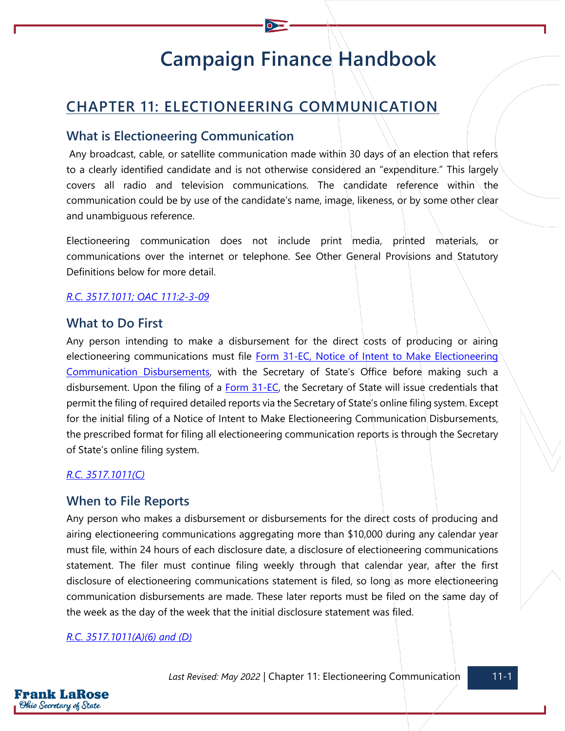# Campaign Finance Handbook

## CHAPTER 11: ELECTIONEERING COMMUNICATION

### What is Electioneering Communication

Any broadcast, cable, or satellite communication made within 30 days of an election that refers to a clearly identified candidate and is not otherwise considered an "expenditure." This largely covers all radio and television communications. The candidate reference within the communication could be by use of the candidate's name, image, likeness, or by some other clear and unambiguous reference.

Electioneering communication does not include print media, printed materials, or communications over the internet or telephone. See Other General Provisions and Statutory Definitions below for more detail.

*R.C. 3517.1011; OAC 111:2-3-09*

### What to Do First

Any person intending to make a disbursement for the direct costs of producing or airing electioneering communications must file Form 31-EC, Notice of Intent to Make Electioneering Communication Disbursements, with the Secretary of State's Office before making such a disbursement. Upon the filing of a Form 31-EC, the Secretary of State will issue credentials that permit the filing of required detailed reports via the Secretary of State's online filing system. Except for the initial filing of a Notice of Intent to Make Electioneering Communication Disbursements, the prescribed format for filing all electioneering communication reports is through the Secretary of State's online filing system.

*R.C. 3517.1011(C)*

### When to File Reports

Any person who makes a disbursement or disbursements for the direct costs of producing and airing electioneering communications aggregating more than $10,000 during any calendar year must file, within 24 hours of each disclosure date, a disclosure of electioneering communications statement. The filer must continue filing weekly through that calendar year, after the first disclosure of electioneering communications statement is filed, so long as more electioneering communication disbursements are made. These later reports must be filed on the same day of the week as the day of the week that the initial disclosure statement was filed.

*R.C. 3517.1011(A)(6) and (D)*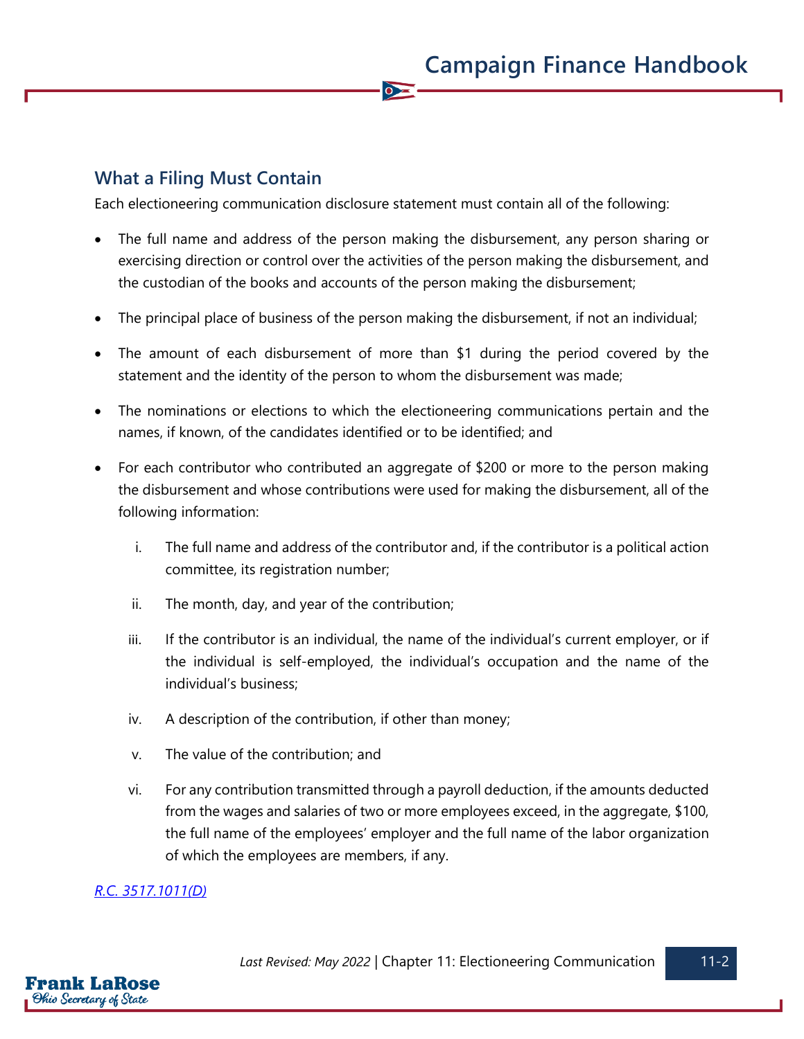## What a Filing Must Contain

Each electioneering communication disclosure statement must contain all of the following:

- The full name and address of the person making the disbursement, any person sharing or exercising direction or control over the activities of the person making the disbursement, and the custodian of the books and accounts of the person making the disbursement;
- The principal place of business of the person making the disbursement, if not an individual;
- The amount of each disbursement of more than $1 during the period covered by the statement and the identity of the person to whom the disbursement was made;
- The nominations or elections to which the electioneering communications pertain and the names, if known, of the candidates identified or to be identified; and
- For each contributor who contributed an aggregate of $200 or more to the person making the disbursement and whose contributions were used for making the disbursement, all of the following information:
    i. The full name and address of the contributor and, if the contributor is a political action committee, its registration number;
    ii. The month, day, and year of the contribution;
    iii. If the contributor is an individual, the name of the individual's current employer, or if the individual is self-employed, the individual's occupation and the name of the individual's business;
    iv. A description of the contribution, if other than money;
    v. The value of the contribution; and
    vi. For any contribution transmitted through a payroll deduction, if the amounts deducted from the wages and salaries of two or more employees exceed, in the aggregate, $100, the full name of the employees' employer and the full name of the labor organization of which the employees are members, if any.

*R.C. 3517.1011(D)*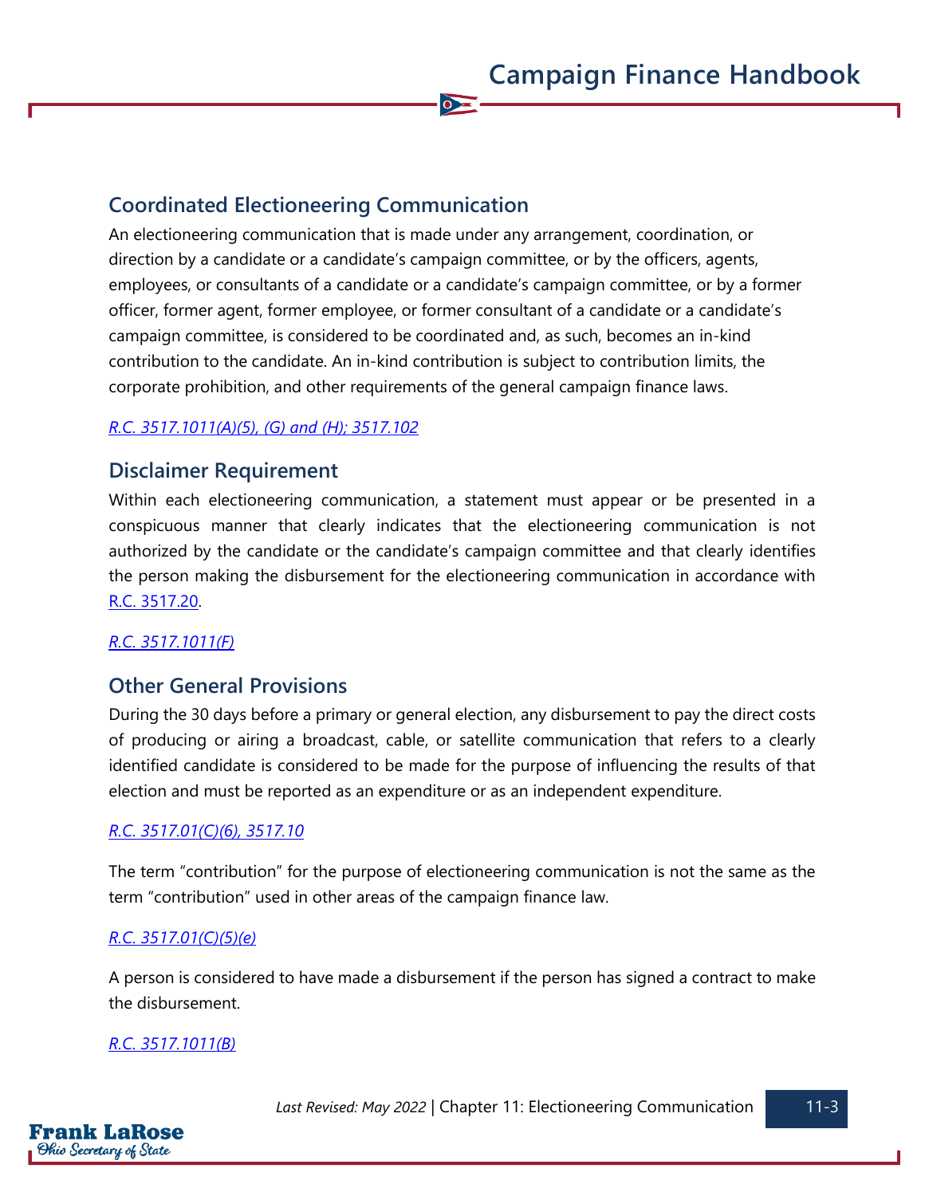## Coordinated Electioneering Communication

An electioneering communication that is made under any arrangement, coordination, or direction by a candidate or a candidate's campaign committee, or by the officers, agents, employees, or consultants of a candidate or a candidate's campaign committee, or by a former officer, former agent, former employee, or former consultant of a candidate or a candidate's campaign committee, is considered to be coordinated and, as such, becomes an in-kind contribution to the candidate. An in-kind contribution is subject to contribution limits, the corporate prohibition, and other requirements of the general campaign finance laws.

*R.C. 3517.1011(A)(5), (G) and (H); 3517.102*

## Disclaimer Requirement

Within each electioneering communication, a statement must appear or be presented in a conspicuous manner that clearly indicates that the electioneering communication is not authorized by the candidate or the candidate's campaign committee and that clearly identifies the person making the disbursement for the electioneering communication in accordance with R.C. 3517.20.

*R.C. 3517.1011(F)*

## Other General Provisions

During the 30 days before a primary or general election, any disbursement to pay the direct costs of producing or airing a broadcast, cable, or satellite communication that refers to a clearly identified candidate is considered to be made for the purpose of influencing the results of that election and must be reported as an expenditure or as an independent expenditure.

*R.C. 3517.01(C)(6), 3517.10*

The term "contribution" for the purpose of electioneering communication is not the same as the term "contribution" used in other areas of the campaign finance law.

*R.C. 3517.01(C)(5)(e)*

A person is considered to have made a disbursement if the person has signed a contract to make the disbursement.

*R.C. 3517.1011(B)*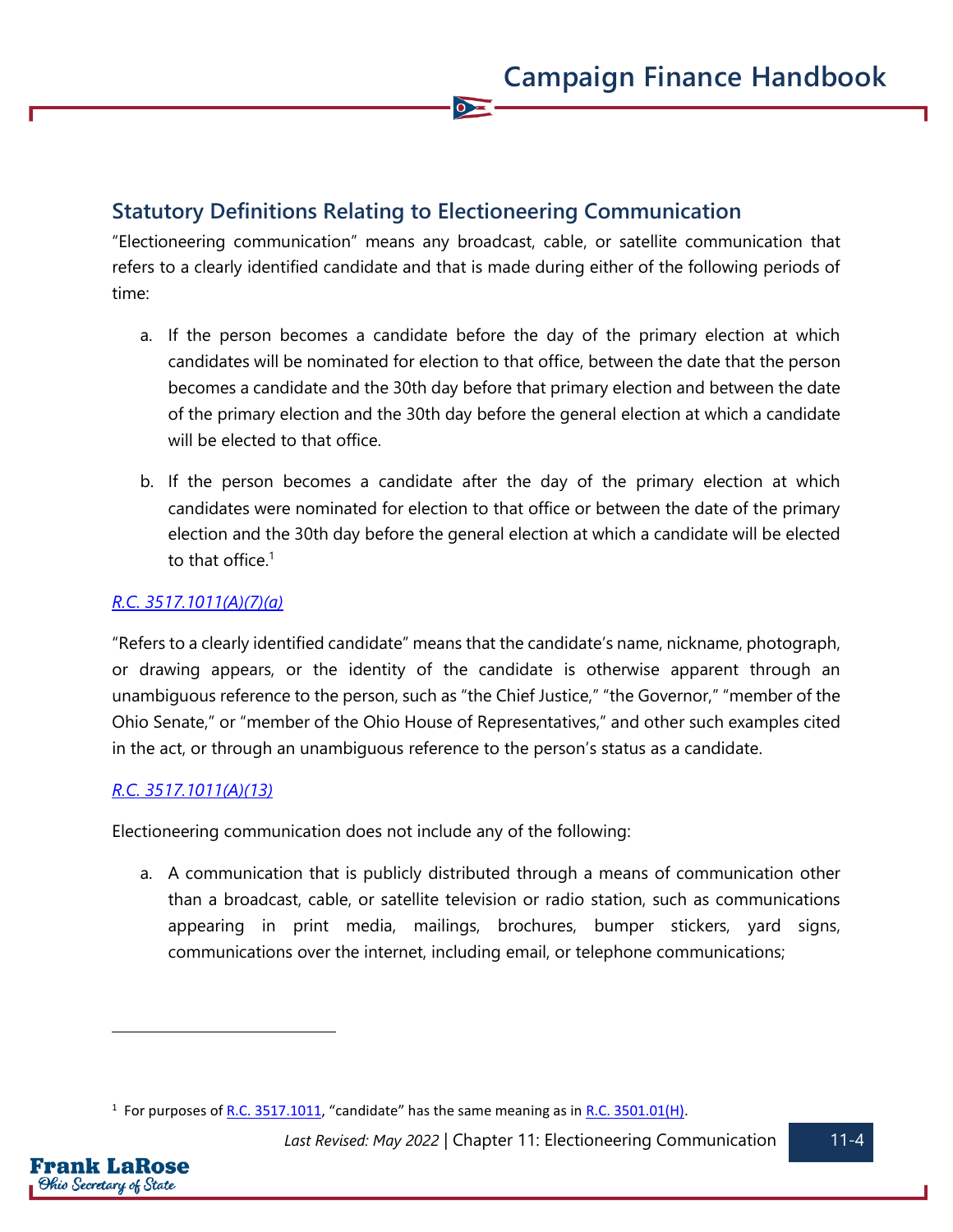## Statutory Definitions Relating to Electioneering Communication

"Electioneering communication" means any broadcast, cable, or satellite communication that refers to a clearly identified candidate and that is made during either of the following periods of time:

a. If the person becomes a candidate before the day of the primary election at which candidates will be nominated for election to that office, between the date that the person becomes a candidate and the 30th day before that primary election and between the date of the primary election and the 30th day before the general election at which a candidate will be elected to that office.

b. If the person becomes a candidate after the day of the primary election at which candidates were nominated for election to that office or between the date of the primary election and the 30th day before the general election at which a candidate will be elected to that office.[1]

*R.C. 3517.1011(A)(7)(a)*

"Refers to a clearly identified candidate" means that the candidate's name, nickname, photograph, or drawing appears, or the identity of the candidate is otherwise apparent through an unambiguous reference to the person, such as "the Chief Justice," "the Governor," "member of the Ohio Senate," or "member of the Ohio House of Representatives," and other such examples cited in the act, or through an unambiguous reference to the person's status as a candidate.

*R.C. 3517.1011(A)(13)*

Electioneering communication does not include any of the following:

a. A communication that is publicly distributed through a means of communication other than a broadcast, cable, or satellite television or radio station, such as communications appearing in print media, mailings, brochures, bumper stickers, yard signs, communications over the internet, including email, or telephone communications;

---

[1] For purposes of R.C. 3517.1011, "candidate" has the same meaning as in R.C. 3501.01(H).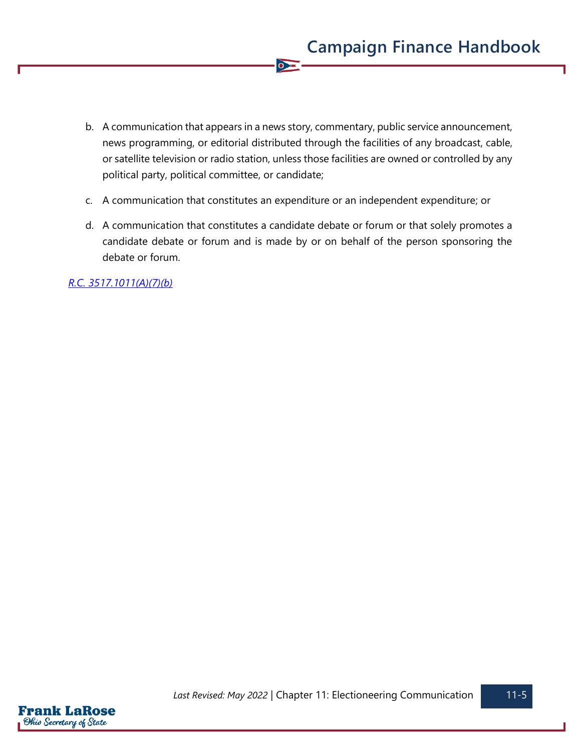b. A communication that appears in a news story, commentary, public service announcement, news programming, or editorial distributed through the facilities of any broadcast, cable, or satellite television or radio station, unless those facilities are owned or controlled by any political party, political committee, or candidate;

c. A communication that constitutes an expenditure or an independent expenditure; or

d. A communication that constitutes a candidate debate or forum or that solely promotes a candidate debate or forum and is made by or on behalf of the person sponsoring the debate or forum.

*R.C. 3517.1011(A)(7)(b)*